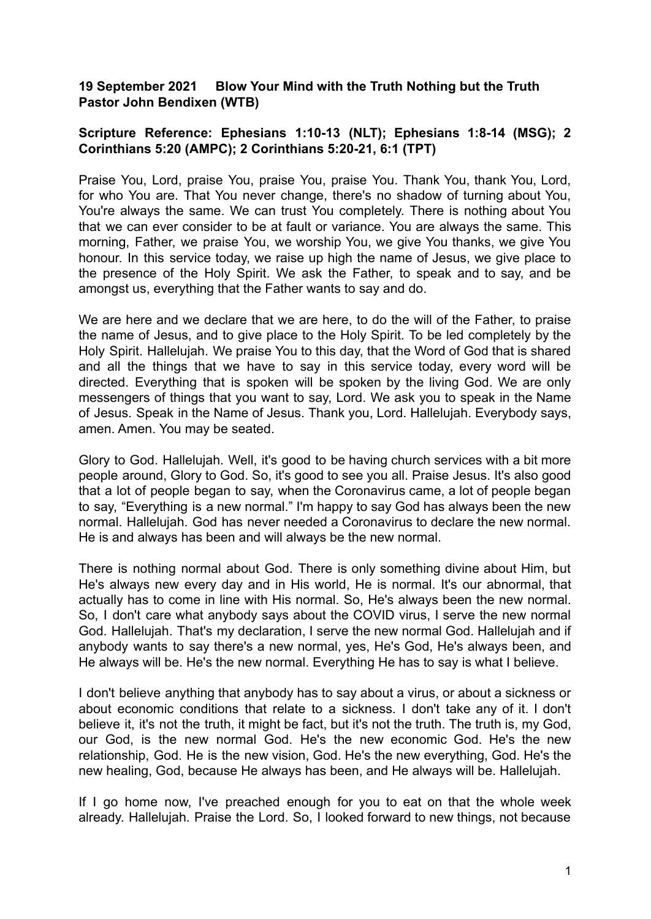**19 September 2021 Blow Your Mind with the Truth Nothing but the Truth Pastor John Bendixen (WTB)**

**Scripture Reference: Ephesians 1:10-13 (NLT); Ephesians 1:8-14 (MSG); 2 Corinthians 5:20 (AMPC); 2 Corinthians 5:20-21, 6:1 (TPT)**

Praise You, Lord, praise You, praise You, praise You. Thank You, thank You, Lord, for who You are. That You never change, there's no shadow of turning about You, You're always the same. We can trust You completely. There is nothing about You that we can ever consider to be at fault or variance. You are always the same. This morning, Father, we praise You, we worship You, we give You thanks, we give You honour. In this service today, we raise up high the name of Jesus, we give place to the presence of the Holy Spirit. We ask the Father, to speak and to say, and be amongst us, everything that the Father wants to say and do.

We are here and we declare that we are here, to do the will of the Father, to praise the name of Jesus, and to give place to the Holy Spirit. To be led completely by the Holy Spirit. Hallelujah. We praise You to this day, that the Word of God that is shared and all the things that we have to say in this service today, every word will be directed. Everything that is spoken will be spoken by the living God. We are only messengers of things that you want to say, Lord. We ask you to speak in the Name of Jesus. Speak in the Name of Jesus. Thank you, Lord. Hallelujah. Everybody says, amen. Amen. You may be seated.

Glory to God. Hallelujah. Well, it's good to be having church services with a bit more people around, Glory to God. So, it's good to see you all. Praise Jesus. It's also good that a lot of people began to say, when the Coronavirus came, a lot of people began to say, “Everything is a new normal.” I'm happy to say God has always been the new normal. Hallelujah. God has never needed a Coronavirus to declare the new normal. He is and always has been and will always be the new normal.

There is nothing normal about God. There is only something divine about Him, but He's always new every day and in His world, He is normal. It's our abnormal, that actually has to come in line with His normal. So, He's always been the new normal. So, I don't care what anybody says about the COVID virus, I serve the new normal God. Hallelujah. That's my declaration, I serve the new normal God. Hallelujah and if anybody wants to say there's a new normal, yes, He's God, He's always been, and He always will be. He's the new normal. Everything He has to say is what I believe.

I don't believe anything that anybody has to say about a virus, or about a sickness or about economic conditions that relate to a sickness. I don't take any of it. I don't believe it, it's not the truth, it might be fact, but it's not the truth. The truth is, my God, our God, is the new normal God. He's the new economic God. He's the new relationship, God. He is the new vision, God. He's the new everything, God. He's the new healing, God, because He always has been, and He always will be. Hallelujah.

If I go home now, I've preached enough for you to eat on that the whole week already. Hallelujah. Praise the Lord. So, I looked forward to new things, not because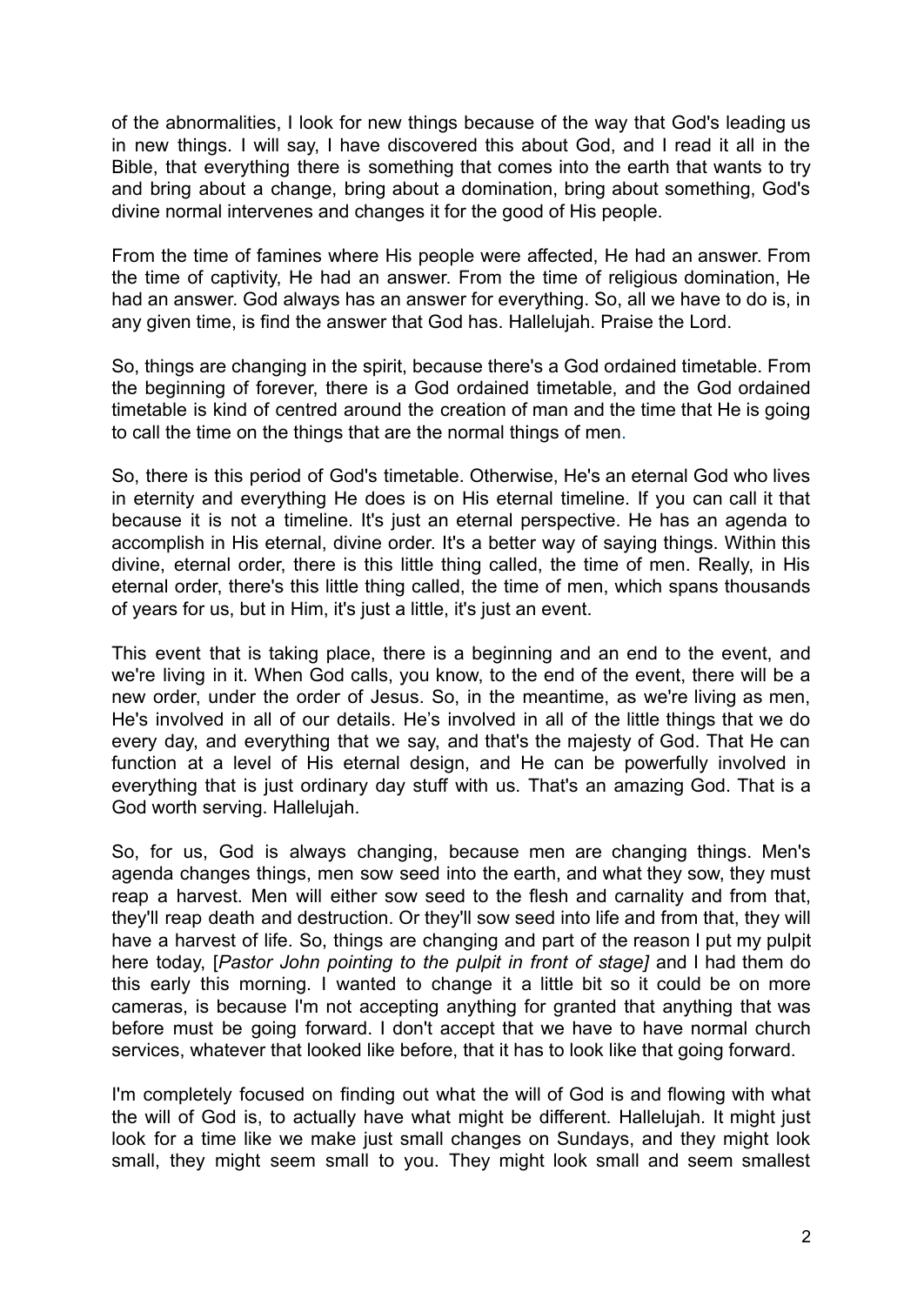of the abnormalities, I look for new things because of the way that God's leading us in new things. I will say, I have discovered this about God, and I read it all in the Bible, that everything there is something that comes into the earth that wants to try and bring about a change, bring about a domination, bring about something, God's divine normal intervenes and changes it for the good of His people.

From the time of famines where His people were affected, He had an answer. From the time of captivity, He had an answer. From the time of religious domination, He had an answer. God always has an answer for everything. So, all we have to do is, in any given time, is find the answer that God has. Hallelujah. Praise the Lord.

So, things are changing in the spirit, because there's a God ordained timetable. From the beginning of forever, there is a God ordained timetable, and the God ordained timetable is kind of centred around the creation of man and the time that He is going to call the time on the things that are the normal things of men.

So, there is this period of God's timetable. Otherwise, He's an eternal God who lives in eternity and everything He does is on His eternal timeline. If you can call it that because it is not a timeline. It's just an eternal perspective. He has an agenda to accomplish in His eternal, divine order. It's a better way of saying things. Within this divine, eternal order, there is this little thing called, the time of men. Really, in His eternal order, there's this little thing called, the time of men, which spans thousands of years for us, but in Him, it's just a little, it's just an event.

This event that is taking place, there is a beginning and an end to the event, and we're living in it. When God calls, you know, to the end of the event, there will be a new order, under the order of Jesus. So, in the meantime, as we're living as men, He's involved in all of our details. He's involved in all of the little things that we do every day, and everything that we say, and that's the majesty of God. That He can function at a level of His eternal design, and He can be powerfully involved in everything that is just ordinary day stuff with us. That's an amazing God. That is a God worth serving. Hallelujah.

So, for us, God is always changing, because men are changing things. Men's agenda changes things, men sow seed into the earth, and what they sow, they must reap a harvest. Men will either sow seed to the flesh and carnality and from that, they'll reap death and destruction. Or they'll sow seed into life and from that, they will have a harvest of life. So, things are changing and part of the reason I put my pulpit here today, [*Pastor John pointing to the pulpit in front of stage]* and I had them do this early this morning. I wanted to change it a little bit so it could be on more cameras, is because I'm not accepting anything for granted that anything that was before must be going forward. I don't accept that we have to have normal church services, whatever that looked like before, that it has to look like that going forward.

I'm completely focused on finding out what the will of God is and flowing with what the will of God is, to actually have what might be different. Hallelujah. It might just look for a time like we make just small changes on Sundays, and they might look small, they might seem small to you. They might look small and seem smallest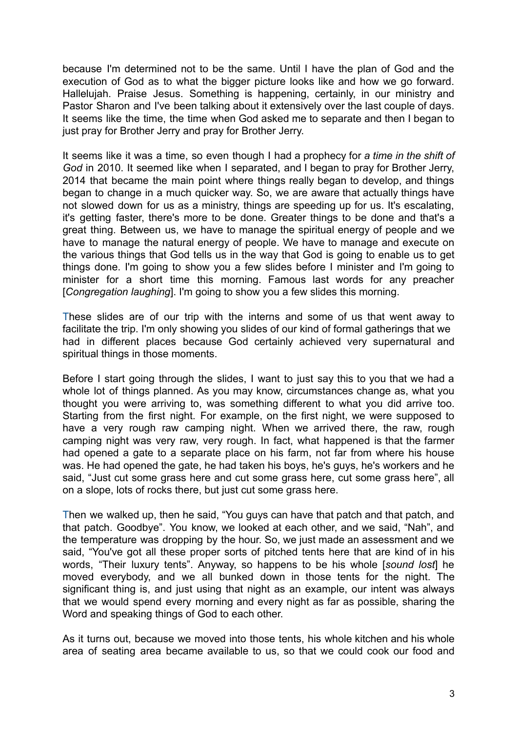because I'm determined not to be the same. Until I have the plan of God and the execution of God as to what the bigger picture looks like and how we go forward. Hallelujah. Praise Jesus. Something is happening, certainly, in our ministry and Pastor Sharon and I've been talking about it extensively over the last couple of days. It seems like the time, the time when God asked me to separate and then I began to just pray for Brother Jerry and pray for Brother Jerry.

It seems like it was a time, so even though I had a prophecy for *a time in the shift of God* in 2010. It seemed like when I separated, and I began to pray for Brother Jerry, 2014 that became the main point where things really began to develop, and things began to change in a much quicker way. So, we are aware that actually things have not slowed down for us as a ministry, things are speeding up for us. It's escalating, it's getting faster, there's more to be done. Greater things to be done and that's a great thing. Between us, we have to manage the spiritual energy of people and we have to manage the natural energy of people. We have to manage and execute on the various things that God tells us in the way that God is going to enable us to get things done. I'm going to show you a few slides before I minister and I'm going to minister for a short time this morning. Famous last words for any preacher [*Congregation laughing*]. I'm going to show you a few slides this morning.

These slides are of our trip with the interns and some of us that went away to facilitate the trip. I'm only showing you slides of our kind of formal gatherings that we had in different places because God certainly achieved very supernatural and spiritual things in those moments.

Before I start going through the slides, I want to just say this to you that we had a whole lot of things planned. As you may know, circumstances change as, what you thought you were arriving to, was something different to what you did arrive too. Starting from the first night. For example, on the first night, we were supposed to have a very rough raw camping night. When we arrived there, the raw, rough camping night was very raw, very rough. In fact, what happened is that the farmer had opened a gate to a separate place on his farm, not far from where his house was. He had opened the gate, he had taken his boys, he's guys, he's workers and he said, "Just cut some grass here and cut some grass here, cut some grass here", all on a slope, lots of rocks there, but just cut some grass here.

Then we walked up, then he said, "You guys can have that patch and that patch, and that patch. Goodbye". You know, we looked at each other, and we said, "Nah", and the temperature was dropping by the hour. So, we just made an assessment and we said, "You've got all these proper sorts of pitched tents here that are kind of in his words, "Their luxury tents". Anyway, so happens to be his whole [*sound lost*] he moved everybody, and we all bunked down in those tents for the night. The significant thing is, and just using that night as an example, our intent was always that we would spend every morning and every night as far as possible, sharing the Word and speaking things of God to each other.

As it turns out, because we moved into those tents, his whole kitchen and his whole area of seating area became available to us, so that we could cook our food and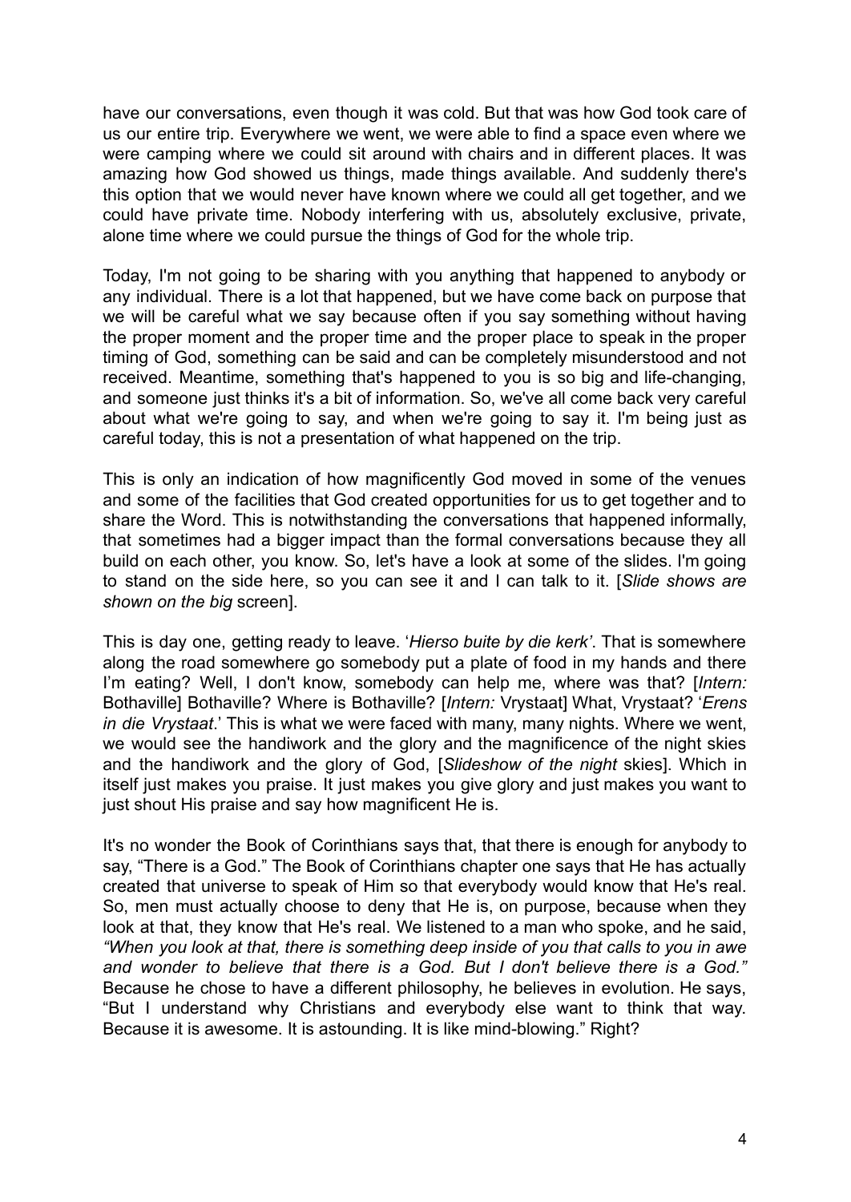have our conversations, even though it was cold. But that was how God took care of us our entire trip. Everywhere we went, we were able to find a space even where we were camping where we could sit around with chairs and in different places. It was amazing how God showed us things, made things available. And suddenly there's this option that we would never have known where we could all get together, and we could have private time. Nobody interfering with us, absolutely exclusive, private, alone time where we could pursue the things of God for the whole trip.

Today, I'm not going to be sharing with you anything that happened to anybody or any individual. There is a lot that happened, but we have come back on purpose that we will be careful what we say because often if you say something without having the proper moment and the proper time and the proper place to speak in the proper timing of God, something can be said and can be completely misunderstood and not received. Meantime, something that's happened to you is so big and life-changing, and someone just thinks it's a bit of information. So, we've all come back very careful about what we're going to say, and when we're going to say it. I'm being just as careful today, this is not a presentation of what happened on the trip.

This is only an indication of how magnificently God moved in some of the venues and some of the facilities that God created opportunities for us to get together and to share the Word. This is notwithstanding the conversations that happened informally, that sometimes had a bigger impact than the formal conversations because they all build on each other, you know. So, let's have a look at some of the slides. I'm going to stand on the side here, so you can see it and I can talk to it. [*Slide shows are shown on the big* screen].

This is day one, getting ready to leave. '*Hierso buite by die kerk'*. That is somewhere along the road somewhere go somebody put a plate of food in my hands and there I'm eating? Well, I don't know, somebody can help me, where was that? [*Intern:* Bothaville] Bothaville? Where is Bothaville? [*Intern:* Vrystaat] What, Vrystaat? '*Erens in die Vrystaat*.' This is what we were faced with many, many nights. Where we went, we would see the handiwork and the glory and the magnificence of the night skies and the handiwork and the glory of God, [*Slideshow of the night* skies]. Which in itself just makes you praise. It just makes you give glory and just makes you want to just shout His praise and say how magnificent He is.

It's no wonder the Book of Corinthians says that, that there is enough for anybody to say, "There is a God." The Book of Corinthians chapter one says that He has actually created that universe to speak of Him so that everybody would know that He's real. So, men must actually choose to deny that He is, on purpose, because when they look at that, they know that He's real. We listened to a man who spoke, and he said, *"When you look at that, there is something deep inside of you that calls to you in awe and wonder to believe that there is a God. But I don't believe there is a God."* Because he chose to have a different philosophy, he believes in evolution. He says, "But I understand why Christians and everybody else want to think that way. Because it is awesome. It is astounding. It is like mind-blowing." Right?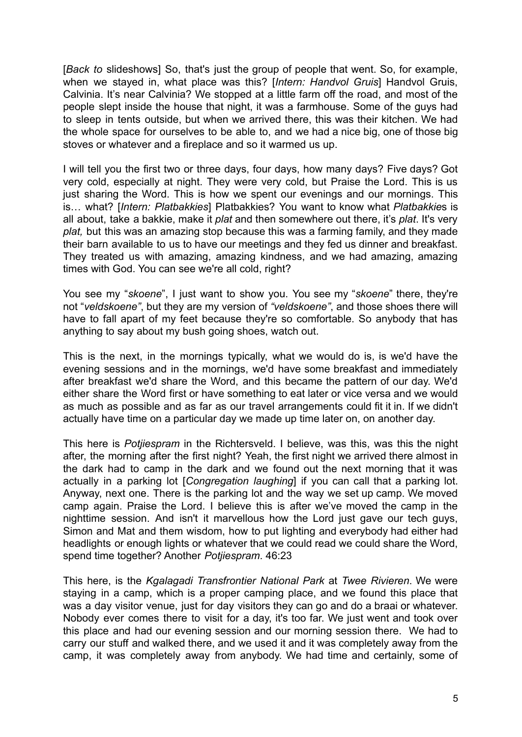[*Back to* slideshows] So, that's just the group of people that went. So, for example, when we stayed in, what place was this? [*Intern: Handvol Gruis*] Handvol Gruis, Calvinia. It's near Calvinia? We stopped at a little farm off the road, and most of the people slept inside the house that night, it was a farmhouse. Some of the guys had to sleep in tents outside, but when we arrived there, this was their kitchen. We had the whole space for ourselves to be able to, and we had a nice big, one of those big stoves or whatever and a fireplace and so it warmed us up.

I will tell you the first two or three days, four days, how many days? Five days? Got very cold, especially at night. They were very cold, but Praise the Lord. This is us just sharing the Word. This is how we spent our evenings and our mornings. This is… what? [*Intern: Platbakkies*] Platbakkies? You want to know what *Platbakkie*s is all about, take a bakkie, make it *plat* and then somewhere out there, it's *plat*. It's very *plat,* but this was an amazing stop because this was a farming family, and they made their barn available to us to have our meetings and they fed us dinner and breakfast. They treated us with amazing, amazing kindness, and we had amazing, amazing times with God. You can see we're all cold, right?

You see my "*skoene*", I just want to show you. You see my "*skoene*" there, they're not "*veldskoene"*, but they are my version of *"veldskoene"*, and those shoes there will have to fall apart of my feet because they're so comfortable. So anybody that has anything to say about my bush going shoes, watch out.

This is the next, in the mornings typically, what we would do is, is we'd have the evening sessions and in the mornings, we'd have some breakfast and immediately after breakfast we'd share the Word, and this became the pattern of our day. We'd either share the Word first or have something to eat later or vice versa and we would as much as possible and as far as our travel arrangements could fit it in. If we didn't actually have time on a particular day we made up time later on, on another day.

This here is *Potjiespram* in the Richtersveld. I believe, was this, was this the night after, the morning after the first night? Yeah, the first night we arrived there almost in the dark had to camp in the dark and we found out the next morning that it was actually in a parking lot [*Congregation laughing*] if you can call that a parking lot. Anyway, next one. There is the parking lot and the way we set up camp. We moved camp again. Praise the Lord. I believe this is after we've moved the camp in the nighttime session. And isn't it marvellous how the Lord just gave our tech guys, Simon and Mat and them wisdom, how to put lighting and everybody had either had headlights or enough lights or whatever that we could read we could share the Word, spend time together? Another *Potjiespram*. 46:23

This here, is the *Kgalagadi Transfrontier National Park* at *Twee Rivieren*. We were staying in a camp, which is a proper camping place, and we found this place that was a day visitor venue, just for day visitors they can go and do a braai or whatever. Nobody ever comes there to visit for a day, it's too far. We just went and took over this place and had our evening session and our morning session there. We had to carry our stuff and walked there, and we used it and it was completely away from the camp, it was completely away from anybody. We had time and certainly, some of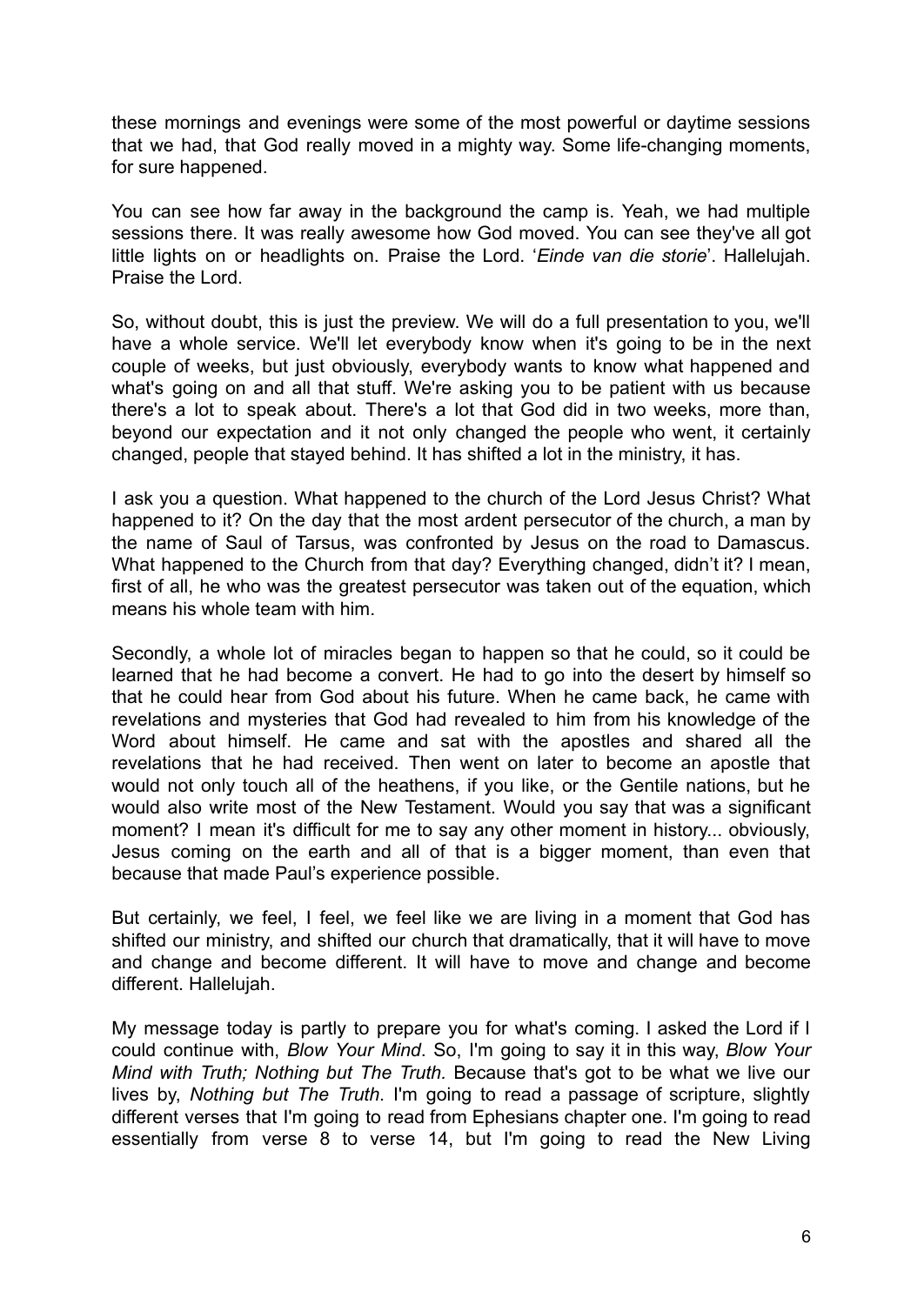these mornings and evenings were some of the most powerful or daytime sessions that we had, that God really moved in a mighty way. Some life-changing moments, for sure happened.

You can see how far away in the background the camp is. Yeah, we had multiple sessions there. It was really awesome how God moved. You can see they've all got little lights on or headlights on. Praise the Lord. '*Einde van die storie*'. Hallelujah. Praise the Lord.

So, without doubt, this is just the preview. We will do a full presentation to you, we'll have a whole service. We'll let everybody know when it's going to be in the next couple of weeks, but just obviously, everybody wants to know what happened and what's going on and all that stuff. We're asking you to be patient with us because there's a lot to speak about. There's a lot that God did in two weeks, more than, beyond our expectation and it not only changed the people who went, it certainly changed, people that stayed behind. It has shifted a lot in the ministry, it has.

I ask you a question. What happened to the church of the Lord Jesus Christ? What happened to it? On the day that the most ardent persecutor of the church, a man by the name of Saul of Tarsus, was confronted by Jesus on the road to Damascus. What happened to the Church from that day? Everything changed, didn't it? I mean, first of all, he who was the greatest persecutor was taken out of the equation, which means his whole team with him.

Secondly, a whole lot of miracles began to happen so that he could, so it could be learned that he had become a convert. He had to go into the desert by himself so that he could hear from God about his future. When he came back, he came with revelations and mysteries that God had revealed to him from his knowledge of the Word about himself. He came and sat with the apostles and shared all the revelations that he had received. Then went on later to become an apostle that would not only touch all of the heathens, if you like, or the Gentile nations, but he would also write most of the New Testament. Would you say that was a significant moment? I mean it's difficult for me to say any other moment in history... obviously, Jesus coming on the earth and all of that is a bigger moment, than even that because that made Paul's experience possible.

But certainly, we feel, I feel, we feel like we are living in a moment that God has shifted our ministry, and shifted our church that dramatically, that it will have to move and change and become different. It will have to move and change and become different. Hallelujah.

My message today is partly to prepare you for what's coming. I asked the Lord if I could continue with, *Blow Your Mind*. So, I'm going to say it in this way, *Blow Your Mind with Truth; Nothing but The Truth.* Because that's got to be what we live our lives by, *Nothing but The Truth*. I'm going to read a passage of scripture, slightly different verses that I'm going to read from Ephesians chapter one. I'm going to read essentially from verse 8 to verse 14, but I'm going to read the New Living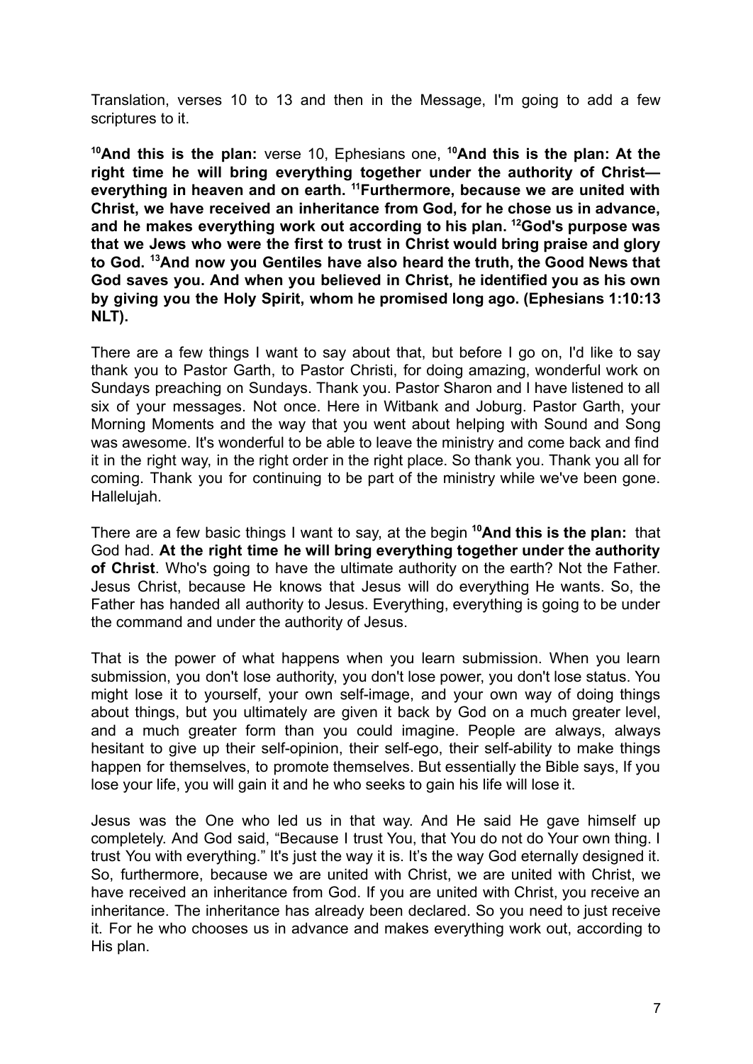Translation, verses 10 to 13 and then in the Message, I'm going to add a few scriptures to it.

**[10]And this is the plan:** verse 10, Ephesians one, **[10]And this is the plan: At the right time he will bring everything together under the authority of Christ—everything in heaven and on earth. [11]Furthermore, because we are united with Christ, we have received an inheritance from God, for he chose us in advance, and he makes everything work out according to his plan. [12]God's purpose was that we Jews who were the first to trust in Christ would bring praise and glory to God. [13]And now you Gentiles have also heard the truth, the Good News that God saves you. And when you believed in Christ, he identified you as his own by giving you the Holy Spirit, whom he promised long ago. (Ephesians 1:10:13 NLT).**

There are a few things I want to say about that, but before I go on, I'd like to say thank you to Pastor Garth, to Pastor Christi, for doing amazing, wonderful work on Sundays preaching on Sundays. Thank you. Pastor Sharon and I have listened to all six of your messages. Not once. Here in Witbank and Joburg. Pastor Garth, your Morning Moments and the way that you went about helping with Sound and Song was awesome. It's wonderful to be able to leave the ministry and come back and find it in the right way, in the right order in the right place. So thank you. Thank you all for coming. Thank you for continuing to be part of the ministry while we've been gone. Hallelujah.

There are a few basic things I want to say, at the begin **[10]And this is the plan:** that God had. **At the right time he will bring everything together under the authority of Christ**. Who's going to have the ultimate authority on the earth? Not the Father. Jesus Christ, because He knows that Jesus will do everything He wants. So, the Father has handed all authority to Jesus. Everything, everything is going to be under the command and under the authority of Jesus.

That is the power of what happens when you learn submission. When you learn submission, you don't lose authority, you don't lose power, you don't lose status. You might lose it to yourself, your own self-image, and your own way of doing things about things, but you ultimately are given it back by God on a much greater level, and a much greater form than you could imagine. People are always, always hesitant to give up their self-opinion, their self-ego, their self-ability to make things happen for themselves, to promote themselves. But essentially the Bible says, If you lose your life, you will gain it and he who seeks to gain his life will lose it.

Jesus was the One who led us in that way. And He said He gave himself up completely. And God said, "Because I trust You, that You do not do Your own thing. I trust You with everything." It's just the way it is. It's the way God eternally designed it. So, furthermore, because we are united with Christ, we are united with Christ, we have received an inheritance from God. If you are united with Christ, you receive an inheritance. The inheritance has already been declared. So you need to just receive it. For he who chooses us in advance and makes everything work out, according to His plan.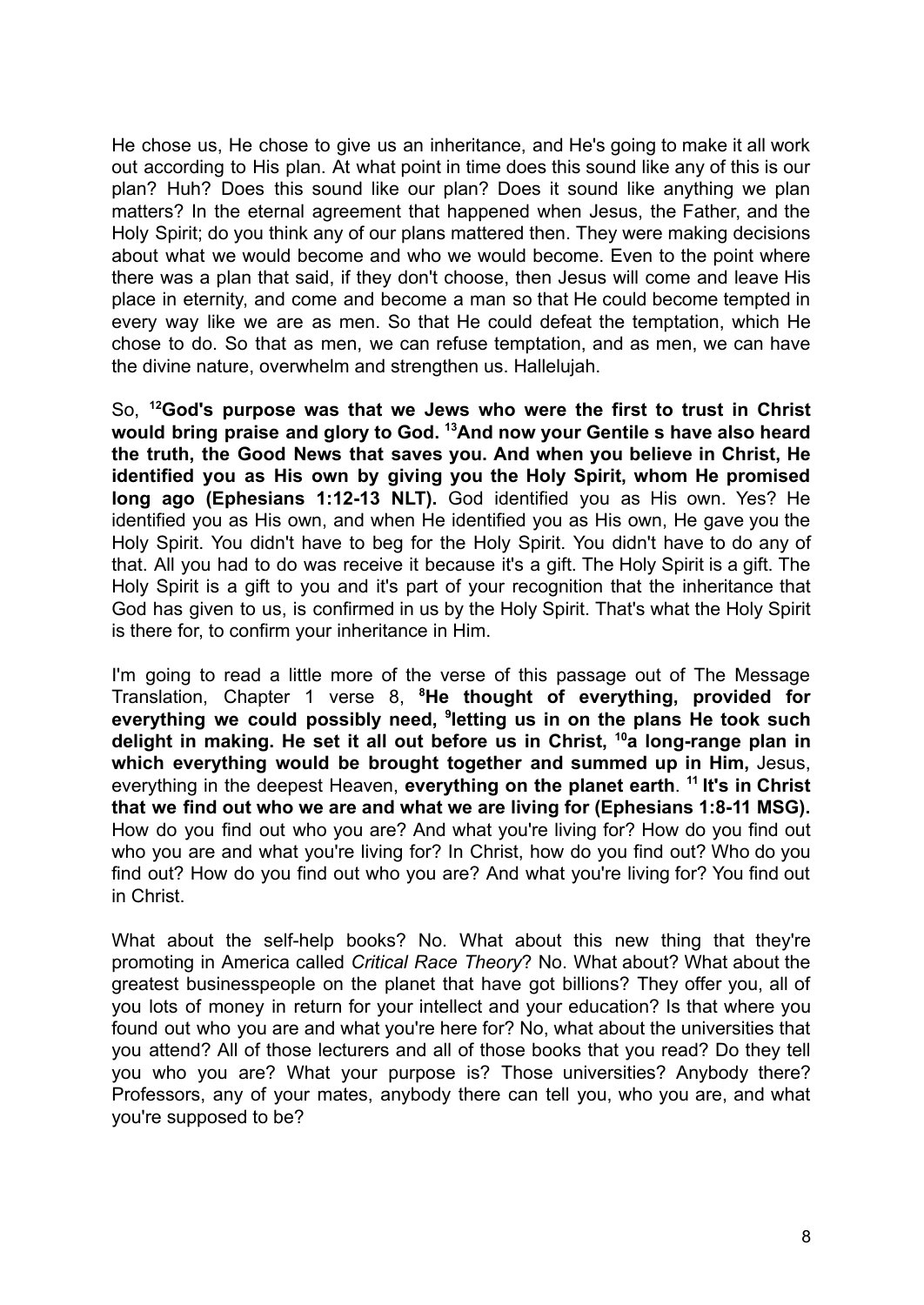He chose us, He chose to give us an inheritance, and He's going to make it all work out according to His plan. At what point in time does this sound like any of this is our plan? Huh? Does this sound like our plan? Does it sound like anything we plan matters? In the eternal agreement that happened when Jesus, the Father, and the Holy Spirit; do you think any of our plans mattered then. They were making decisions about what we would become and who we would become. Even to the point where there was a plan that said, if they don't choose, then Jesus will come and leave His place in eternity, and come and become a man so that He could become tempted in every way like we are as men. So that He could defeat the temptation, which He chose to do. So that as men, we can refuse temptation, and as men, we can have the divine nature, overwhelm and strengthen us. Hallelujah.

So, **[12]God's purpose was that we Jews who were the first to trust in Christ would bring praise and glory to God. [13]And now your Gentile s have also heard the truth, the Good News that saves you. And when you believe in Christ, He identified you as His own by giving you the Holy Spirit, whom He promised long ago (Ephesians 1:12-13 NLT).** God identified you as His own. Yes? He identified you as His own, and when He identified you as His own, He gave you the Holy Spirit. You didn't have to beg for the Holy Spirit. You didn't have to do any of that. All you had to do was receive it because it's a gift. The Holy Spirit is a gift. The Holy Spirit is a gift to you and it's part of your recognition that the inheritance that God has given to us, is confirmed in us by the Holy Spirit. That's what the Holy Spirit is there for, to confirm your inheritance in Him.

I'm going to read a little more of the verse of this passage out of The Message Translation, Chapter 1 verse 8, **[8]He thought of everything, provided for everything we could possibly need, [9]letting us in on the plans He took such delight in making. He set it all out before us in Christ, [10]a long-range plan in which everything would be brought together and summed up in Him,** Jesus, everything in the deepest Heaven, **everything on the planet earth**. **[11] It's in Christ that we find out who we are and what we are living for (Ephesians 1:8-11 MSG).** How do you find out who you are? And what you're living for? How do you find out who you are and what you're living for? In Christ, how do you find out? Who do you find out? How do you find out who you are? And what you're living for? You find out in Christ.

What about the self-help books? No. What about this new thing that they're promoting in America called *Critical Race Theory*? No. What about? What about the greatest businesspeople on the planet that have got billions? They offer you, all of you lots of money in return for your intellect and your education? Is that where you found out who you are and what you're here for? No, what about the universities that you attend? All of those lecturers and all of those books that you read? Do they tell you who you are? What your purpose is? Those universities? Anybody there? Professors, any of your mates, anybody there can tell you, who you are, and what you're supposed to be?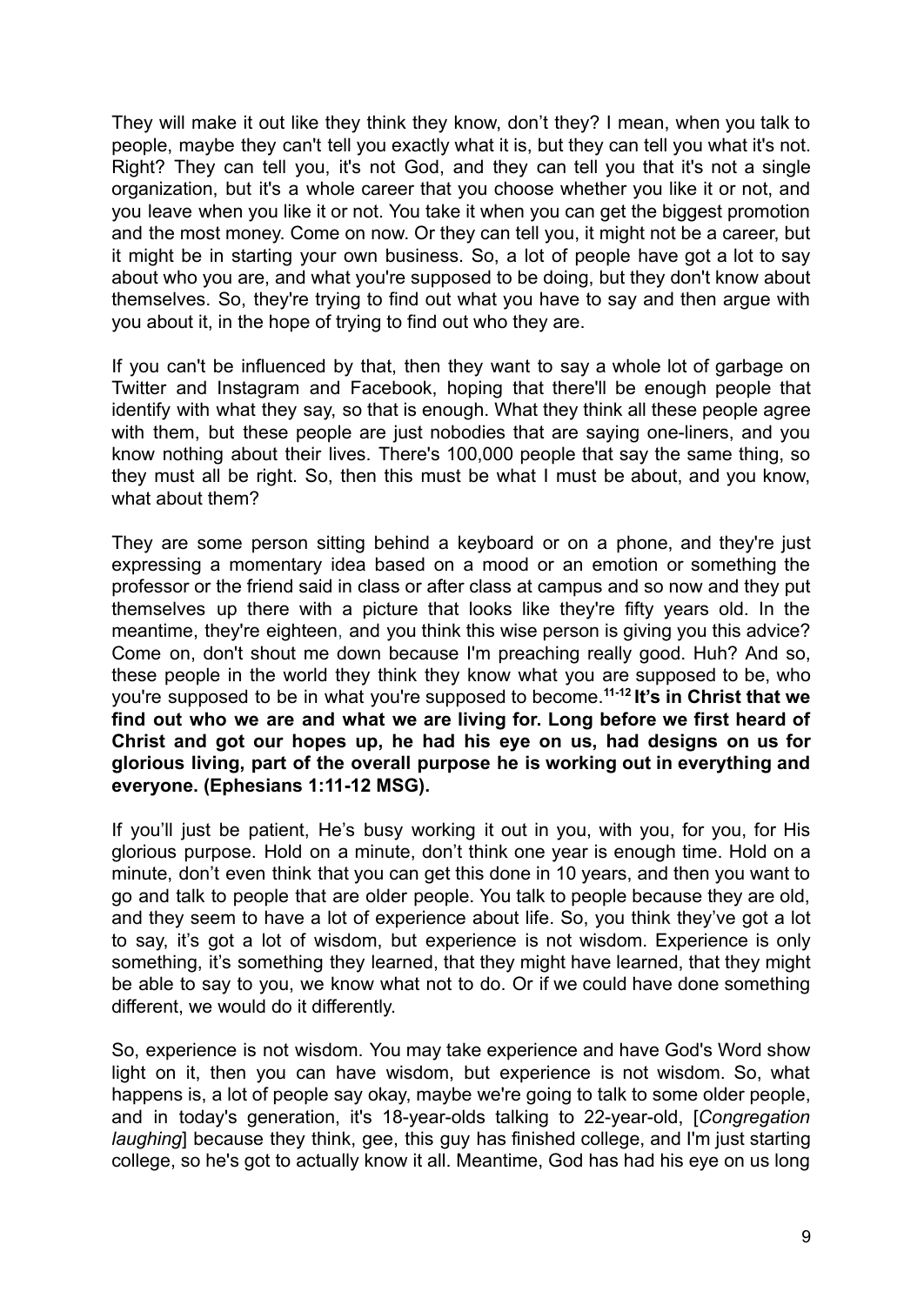They will make it out like they think they know, don't they? I mean, when you talk to people, maybe they can't tell you exactly what it is, but they can tell you what it's not. Right? They can tell you, it's not God, and they can tell you that it's not a single organization, but it's a whole career that you choose whether you like it or not, and you leave when you like it or not. You take it when you can get the biggest promotion and the most money. Come on now. Or they can tell you, it might not be a career, but it might be in starting your own business. So, a lot of people have got a lot to say about who you are, and what you're supposed to be doing, but they don't know about themselves. So, they're trying to find out what you have to say and then argue with you about it, in the hope of trying to find out who they are.

If you can't be influenced by that, then they want to say a whole lot of garbage on Twitter and Instagram and Facebook, hoping that there'll be enough people that identify with what they say, so that is enough. What they think all these people agree with them, but these people are just nobodies that are saying one-liners, and you know nothing about their lives. There's 100,000 people that say the same thing, so they must all be right. So, then this must be what I must be about, and you know, what about them?

They are some person sitting behind a keyboard or on a phone, and they're just expressing a momentary idea based on a mood or an emotion or something the professor or the friend said in class or after class at campus and so now and they put themselves up there with a picture that looks like they're fifty years old. In the meantime, they're eighteen, and you think this wise person is giving you this advice? Come on, don't shout me down because I'm preaching really good. Huh? And so, these people in the world they think they know what you are supposed to be, who you're supposed to be in what you're supposed to become.[11-12] **It's in Christ that we find out who we are and what we are living for. Long before we first heard of Christ and got our hopes up, he had his eye on us, had designs on us for glorious living, part of the overall purpose he is working out in everything and everyone. (Ephesians 1:11-12 MSG).**

If you'll just be patient, He's busy working it out in you, with you, for you, for His glorious purpose. Hold on a minute, don't think one year is enough time. Hold on a minute, don't even think that you can get this done in 10 years, and then you want to go and talk to people that are older people. You talk to people because they are old, and they seem to have a lot of experience about life. So, you think they've got a lot to say, it's got a lot of wisdom, but experience is not wisdom. Experience is only something, it's something they learned, that they might have learned, that they might be able to say to you, we know what not to do. Or if we could have done something different, we would do it differently.

So, experience is not wisdom. You may take experience and have God's Word show light on it, then you can have wisdom, but experience is not wisdom. So, what happens is, a lot of people say okay, maybe we're going to talk to some older people, and in today's generation, it's 18-year-olds talking to 22-year-old, [*Congregation laughing*] because they think, gee, this guy has finished college, and I'm just starting college, so he's got to actually know it all. Meantime, God has had his eye on us long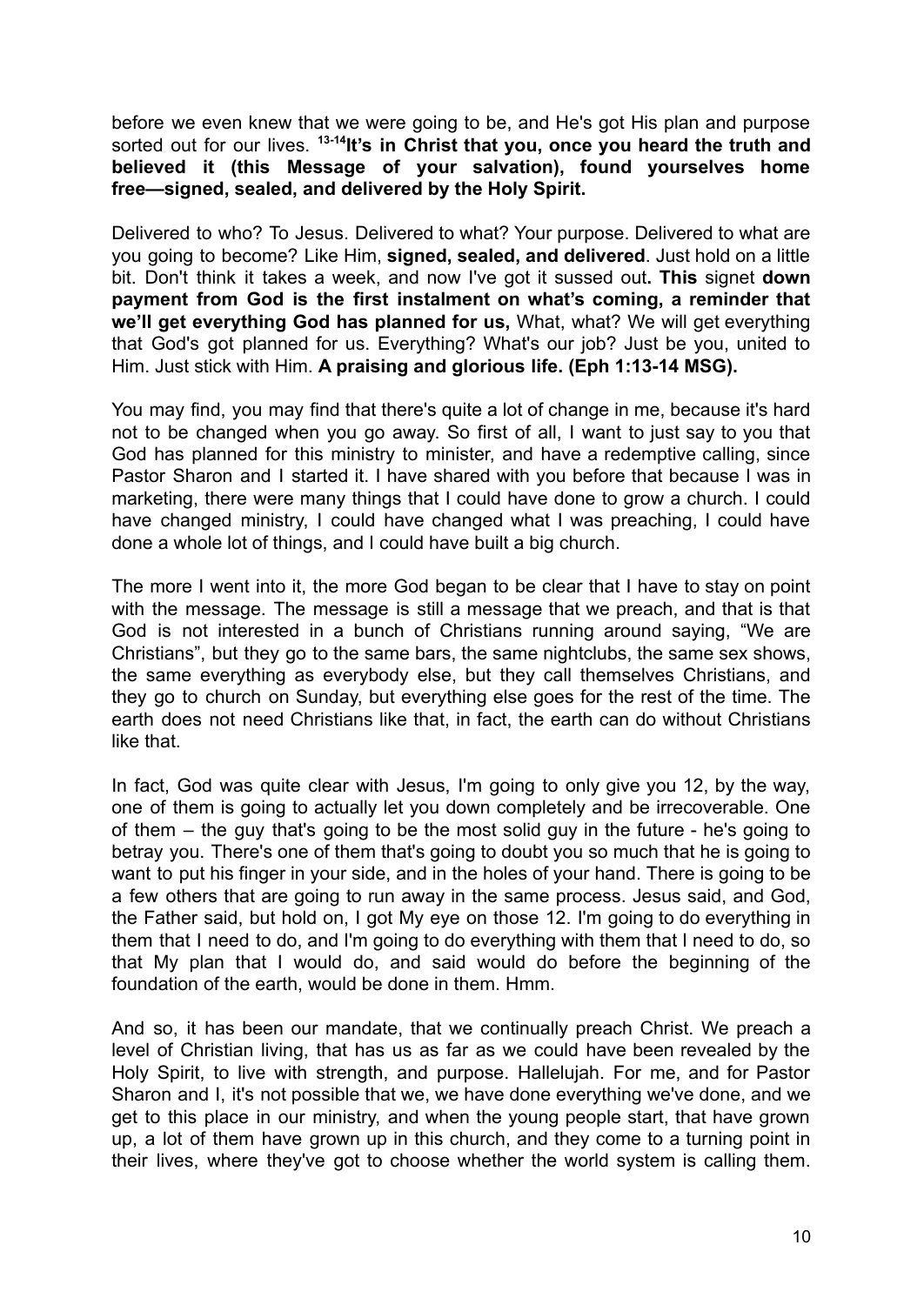before we even knew that we were going to be, and He's got His plan and purpose sorted out for our lives. **13-14It's in Christ that you, once you heard the truth and believed it (this Message of your salvation), found yourselves home free—signed, sealed, and delivered by the Holy Spirit.**

Delivered to who? To Jesus. Delivered to what? Your purpose. Delivered to what are you going to become? Like Him, **signed, sealed, and delivered**. Just hold on a little bit. Don't think it takes a week, and now I've got it sussed out**. This** signet **down payment from God is the first instalment on what's coming, a reminder that we'll get everything God has planned for us,** What, what? We will get everything that God's got planned for us. Everything? What's our job? Just be you, united to Him. Just stick with Him. **A praising and glorious life. (Eph 1:13-14 MSG).**

You may find, you may find that there's quite a lot of change in me, because it's hard not to be changed when you go away. So first of all, I want to just say to you that God has planned for this ministry to minister, and have a redemptive calling, since Pastor Sharon and I started it. I have shared with you before that because I was in marketing, there were many things that I could have done to grow a church. I could have changed ministry, I could have changed what I was preaching, I could have done a whole lot of things, and I could have built a big church.

The more I went into it, the more God began to be clear that I have to stay on point with the message. The message is still a message that we preach, and that is that God is not interested in a bunch of Christians running around saying, "We are Christians", but they go to the same bars, the same nightclubs, the same sex shows, the same everything as everybody else, but they call themselves Christians, and they go to church on Sunday, but everything else goes for the rest of the time. The earth does not need Christians like that, in fact, the earth can do without Christians like that.

In fact, God was quite clear with Jesus, I'm going to only give you 12, by the way, one of them is going to actually let you down completely and be irrecoverable. One of them – the guy that's going to be the most solid guy in the future - he's going to betray you. There's one of them that's going to doubt you so much that he is going to want to put his finger in your side, and in the holes of your hand. There is going to be a few others that are going to run away in the same process. Jesus said, and God, the Father said, but hold on, I got My eye on those 12. I'm going to do everything in them that I need to do, and I'm going to do everything with them that I need to do, so that My plan that I would do, and said would do before the beginning of the foundation of the earth, would be done in them. Hmm.

And so, it has been our mandate, that we continually preach Christ. We preach a level of Christian living, that has us as far as we could have been revealed by the Holy Spirit, to live with strength, and purpose. Hallelujah. For me, and for Pastor Sharon and I, it's not possible that we, we have done everything we've done, and we get to this place in our ministry, and when the young people start, that have grown up, a lot of them have grown up in this church, and they come to a turning point in their lives, where they've got to choose whether the world system is calling them.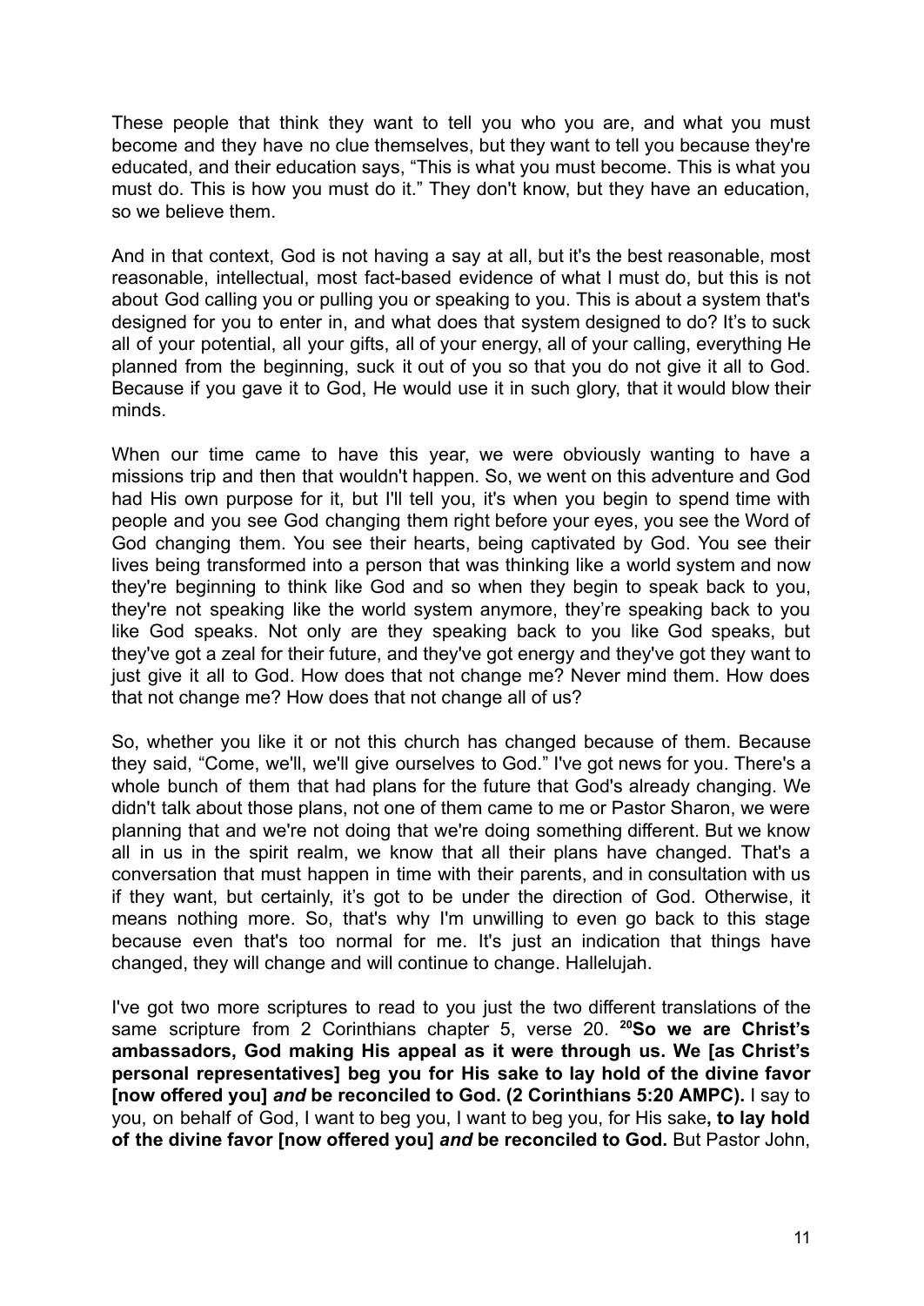These people that think they want to tell you who you are, and what you must become and they have no clue themselves, but they want to tell you because they're educated, and their education says, "This is what you must become. This is what you must do. This is how you must do it." They don't know, but they have an education, so we believe them.

And in that context, God is not having a say at all, but it's the best reasonable, most reasonable, intellectual, most fact-based evidence of what I must do, but this is not about God calling you or pulling you or speaking to you. This is about a system that's designed for you to enter in, and what does that system designed to do? It's to suck all of your potential, all your gifts, all of your energy, all of your calling, everything He planned from the beginning, suck it out of you so that you do not give it all to God. Because if you gave it to God, He would use it in such glory, that it would blow their minds.

When our time came to have this year, we were obviously wanting to have a missions trip and then that wouldn't happen. So, we went on this adventure and God had His own purpose for it, but I'll tell you, it's when you begin to spend time with people and you see God changing them right before your eyes, you see the Word of God changing them. You see their hearts, being captivated by God. You see their lives being transformed into a person that was thinking like a world system and now they're beginning to think like God and so when they begin to speak back to you, they're not speaking like the world system anymore, they're speaking back to you like God speaks. Not only are they speaking back to you like God speaks, but they've got a zeal for their future, and they've got energy and they've got they want to just give it all to God. How does that not change me? Never mind them. How does that not change me? How does that not change all of us?

So, whether you like it or not this church has changed because of them. Because they said, "Come, we'll, we'll give ourselves to God." I've got news for you. There's a whole bunch of them that had plans for the future that God's already changing. We didn't talk about those plans, not one of them came to me or Pastor Sharon, we were planning that and we're not doing that we're doing something different. But we know all in us in the spirit realm, we know that all their plans have changed. That's a conversation that must happen in time with their parents, and in consultation with us if they want, but certainly, it's got to be under the direction of God. Otherwise, it means nothing more. So, that's why I'm unwilling to even go back to this stage because even that's too normal for me. It's just an indication that things have changed, they will change and will continue to change. Hallelujah.

I've got two more scriptures to read to you just the two different translations of the same scripture from 2 Corinthians chapter 5, verse 20. **[20]So we are Christ's ambassadors, God making His appeal as it were through us. We [as Christ's personal representatives] beg you for His sake to lay hold of the divine favor [now offered you] *and* be reconciled to God. (2 Corinthians 5:20 AMPC).** I say to you, on behalf of God, I want to beg you, I want to beg you, for His sake**, to lay hold of the divine favor [now offered you] *and* be reconciled to God.** But Pastor John,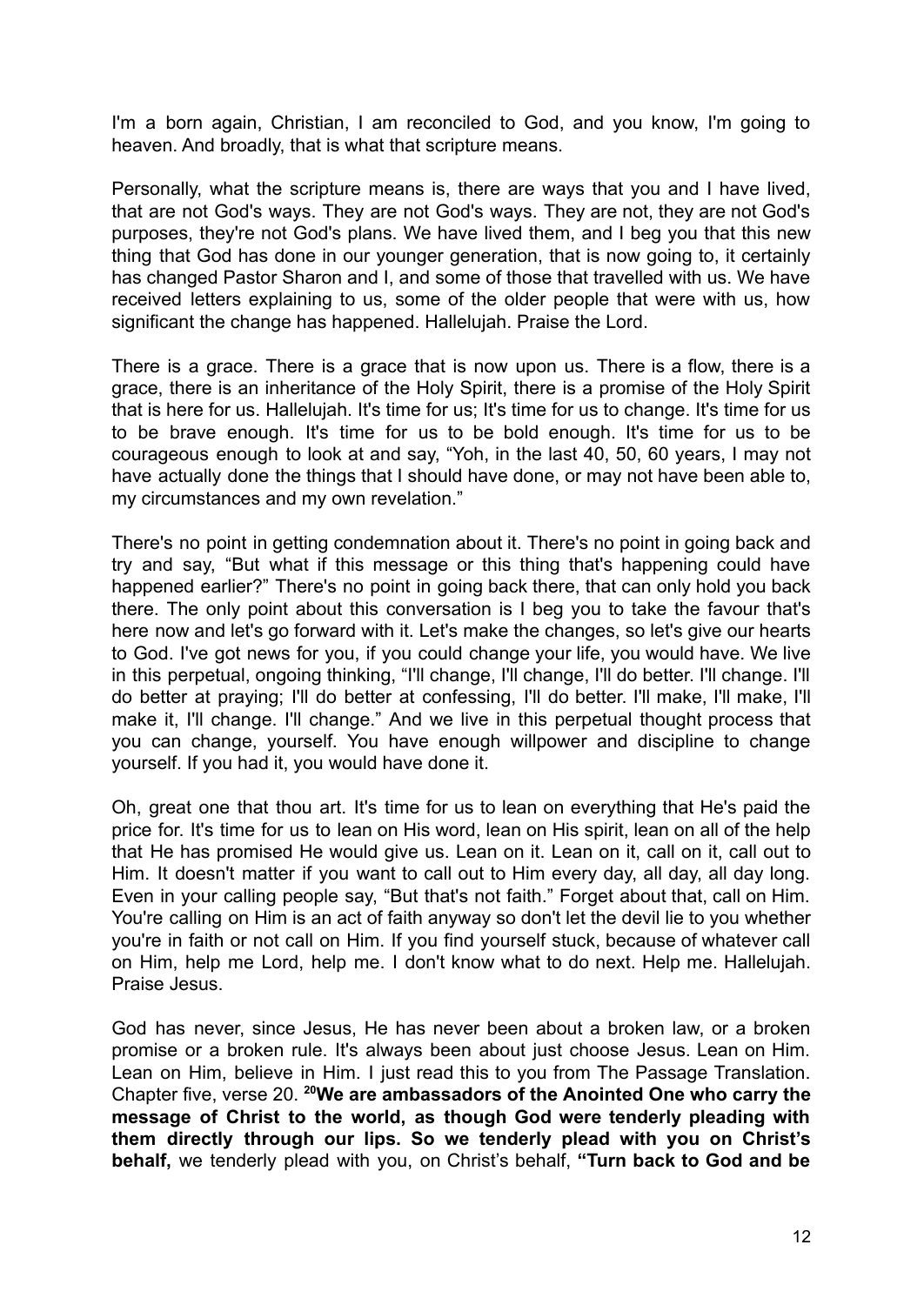I'm a born again, Christian, I am reconciled to God, and you know, I'm going to heaven. And broadly, that is what that scripture means.

Personally, what the scripture means is, there are ways that you and I have lived, that are not God's ways. They are not God's ways. They are not, they are not God's purposes, they're not God's plans. We have lived them, and I beg you that this new thing that God has done in our younger generation, that is now going to, it certainly has changed Pastor Sharon and I, and some of those that travelled with us. We have received letters explaining to us, some of the older people that were with us, how significant the change has happened. Hallelujah. Praise the Lord.

There is a grace. There is a grace that is now upon us. There is a flow, there is a grace, there is an inheritance of the Holy Spirit, there is a promise of the Holy Spirit that is here for us. Hallelujah. It's time for us; It's time for us to change. It's time for us to be brave enough. It's time for us to be bold enough. It's time for us to be courageous enough to look at and say, "Yoh, in the last 40, 50, 60 years, I may not have actually done the things that I should have done, or may not have been able to, my circumstances and my own revelation."

There's no point in getting condemnation about it. There's no point in going back and try and say, "But what if this message or this thing that's happening could have happened earlier?" There's no point in going back there, that can only hold you back there. The only point about this conversation is I beg you to take the favour that's here now and let's go forward with it. Let's make the changes, so let's give our hearts to God. I've got news for you, if you could change your life, you would have. We live in this perpetual, ongoing thinking, "I'll change, I'll change, I'll do better. I'll change. I'll do better at praying; I'll do better at confessing, I'll do better. I'll make, I'll make, I'll make it, I'll change. I'll change." And we live in this perpetual thought process that you can change, yourself. You have enough willpower and discipline to change yourself. If you had it, you would have done it.

Oh, great one that thou art. It's time for us to lean on everything that He's paid the price for. It's time for us to lean on His word, lean on His spirit, lean on all of the help that He has promised He would give us. Lean on it. Lean on it, call on it, call out to Him. It doesn't matter if you want to call out to Him every day, all day, all day long. Even in your calling people say, "But that's not faith." Forget about that, call on Him. You're calling on Him is an act of faith anyway so don't let the devil lie to you whether you're in faith or not call on Him. If you find yourself stuck, because of whatever call on Him, help me Lord, help me. I don't know what to do next. Help me. Hallelujah. Praise Jesus.

God has never, since Jesus, He has never been about a broken law, or a broken promise or a broken rule. It's always been about just choose Jesus. Lean on Him. Lean on Him, believe in Him. I just read this to you from The Passage Translation. Chapter five, verse 20. **[20]We are ambassadors of the Anointed One who carry the message of Christ to the world, as though God were tenderly pleading with them directly through our lips. So we tenderly plead with you on Christ's behalf,** we tenderly plead with you, on Christ's behalf, **"Turn back to God and be**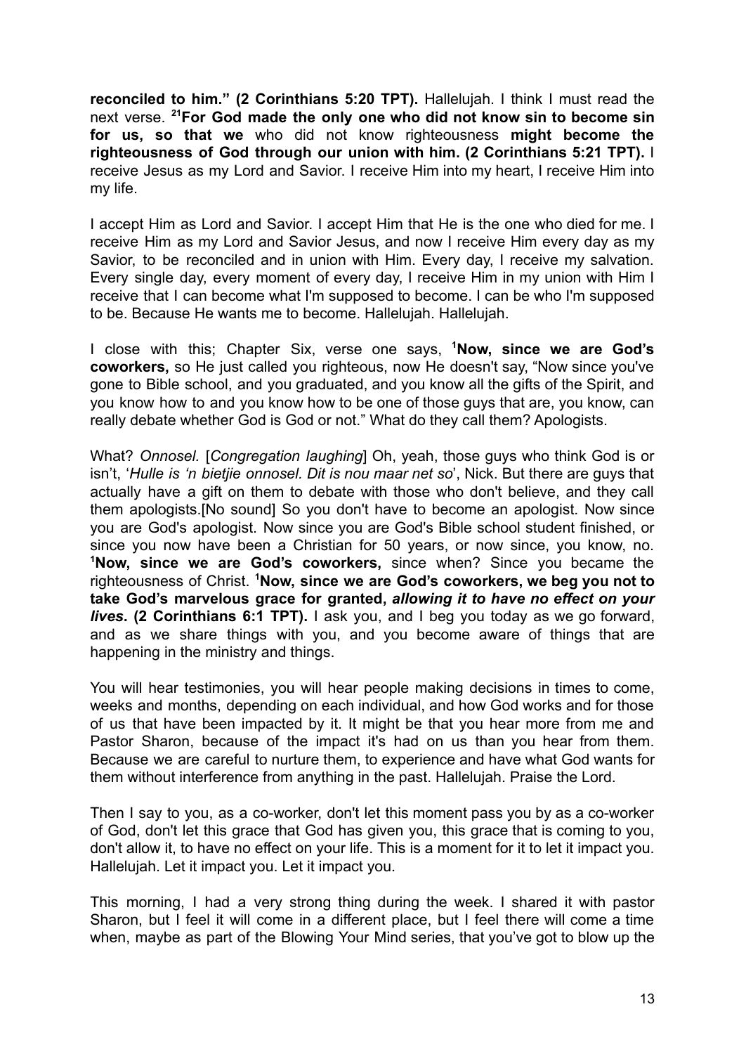**reconciled to him." (2 Corinthians 5:20 TPT).** Hallelujah. I think I must read the next verse. **[21]For God made the only one who did not know sin to become sin for us, so that we** who did not know righteousness **might become the righteousness of God through our union with him. (2 Corinthians 5:21 TPT).** I receive Jesus as my Lord and Savior. I receive Him into my heart, I receive Him into my life.

I accept Him as Lord and Savior. I accept Him that He is the one who died for me. I receive Him as my Lord and Savior Jesus, and now I receive Him every day as my Savior, to be reconciled and in union with Him. Every day, I receive my salvation. Every single day, every moment of every day, I receive Him in my union with Him I receive that I can become what I'm supposed to become. I can be who I'm supposed to be. Because He wants me to become. Hallelujah. Hallelujah.

I close with this; Chapter Six, verse one says, **[1]Now, since we are God's coworkers,** so He just called you righteous, now He doesn't say, "Now since you've gone to Bible school, and you graduated, and you know all the gifts of the Spirit, and you know how to and you know how to be one of those guys that are, you know, can really debate whether God is God or not." What do they call them? Apologists.

What? *Onnosel.* [*Congregation laughing*] Oh, yeah, those guys who think God is or isn't, '*Hulle is 'n bietjie onnosel. Dit is nou maar net so*', Nick. But there are guys that actually have a gift on them to debate with those who don't believe, and they call them apologists.[No sound] So you don't have to become an apologist. Now since you are God's apologist. Now since you are God's Bible school student finished, or since you now have been a Christian for 50 years, or now since, you know, no. **[1]Now, since we are God's coworkers,** since when? Since you became the righteousness of Christ. **[1]Now, since we are God's coworkers, we beg you not to take God's marvelous grace for granted,** ***allowing it to have no effect on your lives*****. (2 Corinthians 6:1 TPT).** I ask you, and I beg you today as we go forward, and as we share things with you, and you become aware of things that are happening in the ministry and things.

You will hear testimonies, you will hear people making decisions in times to come, weeks and months, depending on each individual, and how God works and for those of us that have been impacted by it. It might be that you hear more from me and Pastor Sharon, because of the impact it's had on us than you hear from them. Because we are careful to nurture them, to experience and have what God wants for them without interference from anything in the past. Hallelujah. Praise the Lord.

Then I say to you, as a co-worker, don't let this moment pass you by as a co-worker of God, don't let this grace that God has given you, this grace that is coming to you, don't allow it, to have no effect on your life. This is a moment for it to let it impact you. Hallelujah. Let it impact you. Let it impact you.

This morning, I had a very strong thing during the week. I shared it with pastor Sharon, but I feel it will come in a different place, but I feel there will come a time when, maybe as part of the Blowing Your Mind series, that you've got to blow up the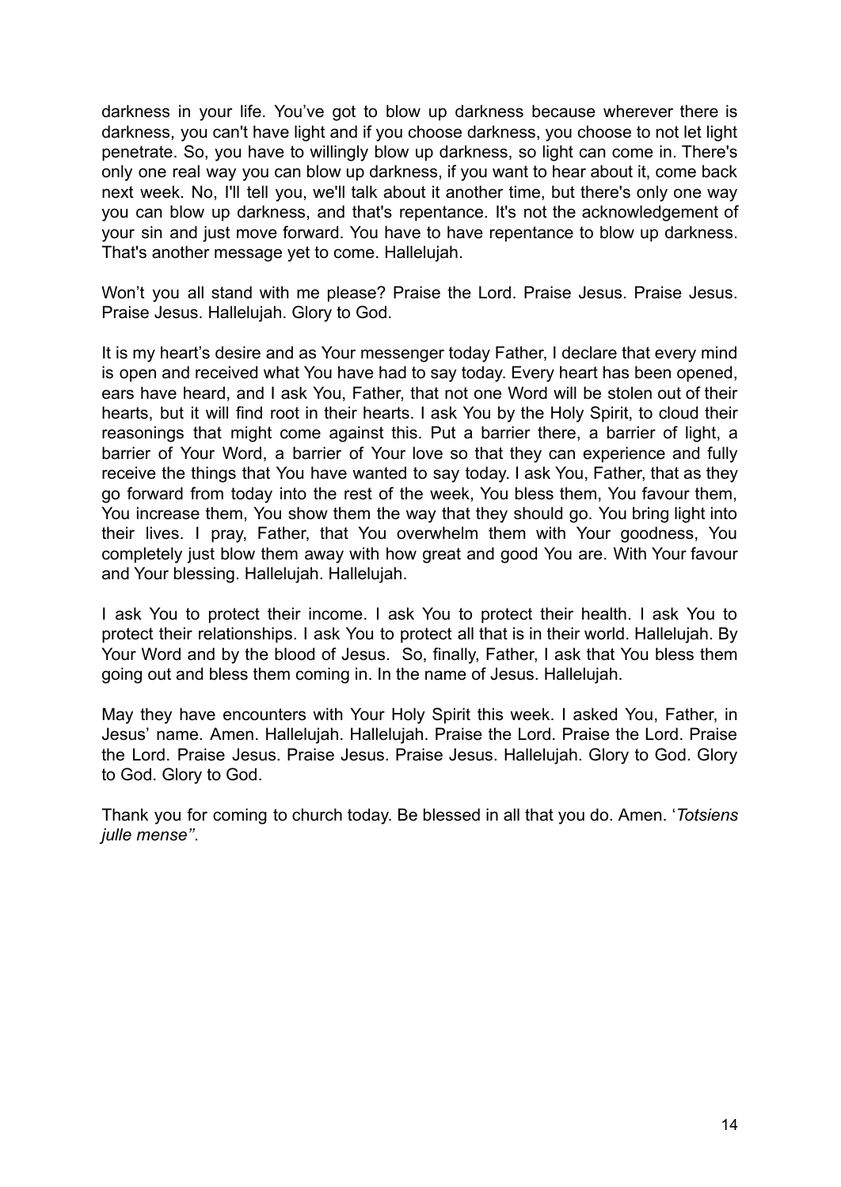darkness in your life. You've got to blow up darkness because wherever there is darkness, you can't have light and if you choose darkness, you choose to not let light penetrate. So, you have to willingly blow up darkness, so light can come in. There's only one real way you can blow up darkness, if you want to hear about it, come back next week. No, I'll tell you, we'll talk about it another time, but there's only one way you can blow up darkness, and that's repentance. It's not the acknowledgement of your sin and just move forward. You have to have repentance to blow up darkness. That's another message yet to come. Hallelujah.

Won't you all stand with me please? Praise the Lord. Praise Jesus. Praise Jesus. Praise Jesus. Hallelujah. Glory to God.

It is my heart's desire and as Your messenger today Father, I declare that every mind is open and received what You have had to say today. Every heart has been opened, ears have heard, and I ask You, Father, that not one Word will be stolen out of their hearts, but it will find root in their hearts. I ask You by the Holy Spirit, to cloud their reasonings that might come against this. Put a barrier there, a barrier of light, a barrier of Your Word, a barrier of Your love so that they can experience and fully receive the things that You have wanted to say today. I ask You, Father, that as they go forward from today into the rest of the week, You bless them, You favour them, You increase them, You show them the way that they should go. You bring light into their lives. I pray, Father, that You overwhelm them with Your goodness, You completely just blow them away with how great and good You are. With Your favour and Your blessing. Hallelujah. Hallelujah.

I ask You to protect their income. I ask You to protect their health. I ask You to protect their relationships. I ask You to protect all that is in their world. Hallelujah. By Your Word and by the blood of Jesus. So, finally, Father, I ask that You bless them going out and bless them coming in. In the name of Jesus. Hallelujah.

May they have encounters with Your Holy Spirit this week. I asked You, Father, in Jesus' name. Amen. Hallelujah. Hallelujah. Praise the Lord. Praise the Lord. Praise the Lord. Praise Jesus. Praise Jesus. Praise Jesus. Hallelujah. Glory to God. Glory to God. Glory to God.

Thank you for coming to church today. Be blessed in all that you do. Amen. '*Totsiens julle mense"*.